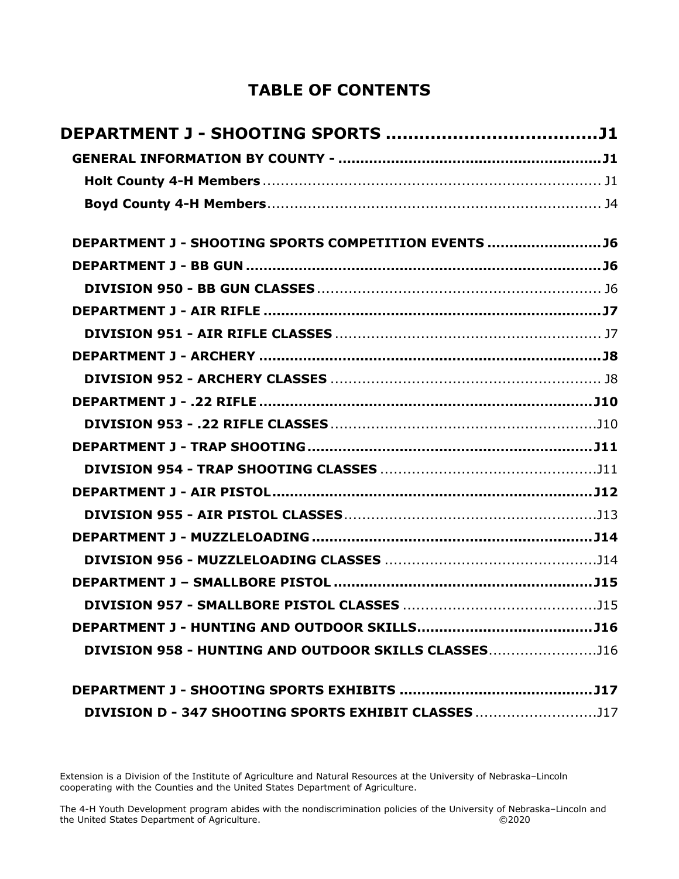# TABLE OF CONTENTS

**DEPARTMENT J - SHOOTING SPORTS .....................................J1**

- **GENERAL INFORMATION BY COUNTY - ..........................................................J1**
  - **Holt County 4-H Members**........................................................................ J1
  - **Boyd County 4-H Members**....................................................................... J4

- **DEPARTMENT J - SHOOTING SPORTS COMPETITION EVENTS .........................J6**
- **DEPARTMENT J - BB GUN ..............................................................................J6**
  - **DIVISION 950 - BB GUN CLASSES** ............................................................. J6
- **DEPARTMENT J - AIR RIFLE ..........................................................................J7**
  - **DIVISION 951 - AIR RIFLE CLASSES** ......................................................... J7
- **DEPARTMENT J - ARCHERY ...........................................................................J8**
  - **DIVISION 952 - ARCHERY CLASSES** .......................................................... J8
- **DEPARTMENT J - .22 RIFLE .........................................................................J10**
  - **DIVISION 953 - .22 RIFLE CLASSES** .........................................................J10
- **DEPARTMENT J - TRAP SHOOTING...............................................................J11**
  - **DIVISION 954 - TRAP SHOOTING CLASSES** ...............................................J11
- **DEPARTMENT J - AIR PISTOL.......................................................................J12**
  - **DIVISION 955 - AIR PISTOL CLASSES**.......................................................J13
- **DEPARTMENT J - MUZZLELOADING ..............................................................J14**
  - **DIVISION 956 - MUZZLELOADING CLASSES** ..............................................J14
- **DEPARTMENT J – SMALLBORE PISTOL .........................................................J15**
  - **DIVISION 957 - SMALLBORE PISTOL CLASSES** ..........................................J15
- **DEPARTMENT J - HUNTING AND OUTDOOR SKILLS.......................................J16**
  - **DIVISION 958 - HUNTING AND OUTDOOR SKILLS CLASSES**.......................J16

- **DEPARTMENT J - SHOOTING SPORTS EXHIBITS ..........................................J17**
  - **DIVISION D - 347 SHOOTING SPORTS EXHIBIT CLASSES** ..........................J17

Extension is a Division of the Institute of Agriculture and Natural Resources at the University of Nebraska–Lincoln cooperating with the Counties and the United States Department of Agriculture.

The 4-H Youth Development program abides with the nondiscrimination policies of the University of Nebraska–Lincoln and the United States Department of Agriculture. ©2020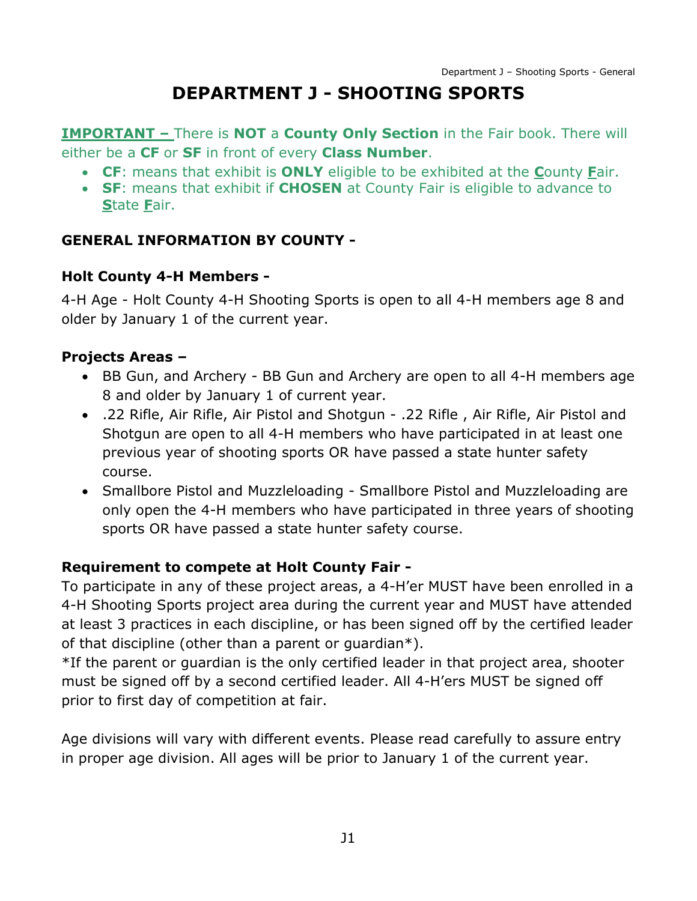# DEPARTMENT J - SHOOTING SPORTS

**IMPORTANT –** There is **NOT** a **County Only Section** in the Fair book. There will either be a **CF** or **SF** in front of every **Class Number**.

- **CF**: means that exhibit is **ONLY** eligible to be exhibited at the **C**ounty **F**air.
- **SF**: means that exhibit if **CHOSEN** at County Fair is eligible to advance to **S**tate **F**air.

**GENERAL INFORMATION BY COUNTY -**

**Holt County 4-H Members -**

4-H Age - Holt County 4-H Shooting Sports is open to all 4-H members age 8 and older by January 1 of the current year.

**Projects Areas –**

- BB Gun, and Archery - BB Gun and Archery are open to all 4-H members age 8 and older by January 1 of current year.
- .22 Rifle, Air Rifle, Air Pistol and Shotgun - .22 Rifle , Air Rifle, Air Pistol and Shotgun are open to all 4-H members who have participated in at least one previous year of shooting sports OR have passed a state hunter safety course.
- Smallbore Pistol and Muzzleloading - Smallbore Pistol and Muzzleloading are only open the 4-H members who have participated in three years of shooting sports OR have passed a state hunter safety course.

**Requirement to compete at Holt County Fair -**

To participate in any of these project areas, a 4-H'er MUST have been enrolled in a 4-H Shooting Sports project area during the current year and MUST have attended at least 3 practices in each discipline, or has been signed off by the certified leader of that discipline (other than a parent or guardian*).

*If the parent or guardian is the only certified leader in that project area, shooter must be signed off by a second certified leader. All 4-H'ers MUST be signed off prior to first day of competition at fair.

Age divisions will vary with different events. Please read carefully to assure entry in proper age division. All ages will be prior to January 1 of the current year.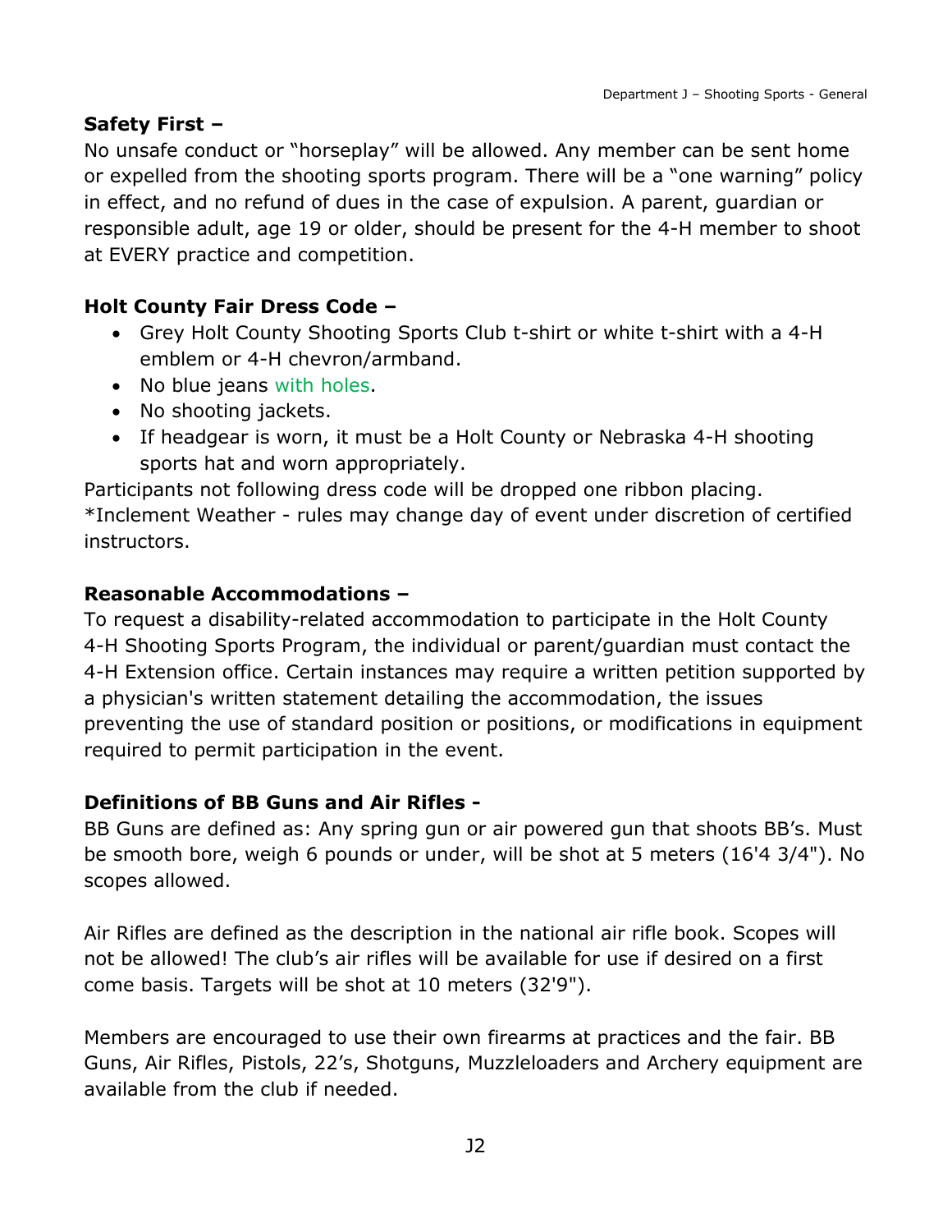**Safety First –**

No unsafe conduct or "horseplay" will be allowed. Any member can be sent home or expelled from the shooting sports program. There will be a "one warning" policy in effect, and no refund of dues in the case of expulsion. A parent, guardian or responsible adult, age 19 or older, should be present for the 4-H member to shoot at EVERY practice and competition.

**Holt County Fair Dress Code –**

- Grey Holt County Shooting Sports Club t-shirt or white t-shirt with a 4-H emblem or 4-H chevron/armband.
- No blue jeans with holes.
- No shooting jackets.
- If headgear is worn, it must be a Holt County or Nebraska 4-H shooting sports hat and worn appropriately.

Participants not following dress code will be dropped one ribbon placing.
*Inclement Weather - rules may change day of event under discretion of certified instructors.

**Reasonable Accommodations –**

To request a disability-related accommodation to participate in the Holt County 4-H Shooting Sports Program, the individual or parent/guardian must contact the 4-H Extension office. Certain instances may require a written petition supported by a physician's written statement detailing the accommodation, the issues preventing the use of standard position or positions, or modifications in equipment required to permit participation in the event.

**Definitions of BB Guns and Air Rifles -**

BB Guns are defined as: Any spring gun or air powered gun that shoots BB's. Must be smooth bore, weigh 6 pounds or under, will be shot at 5 meters (16'4 3/4"). No scopes allowed.

Air Rifles are defined as the description in the national air rifle book. Scopes will not be allowed! The club's air rifles will be available for use if desired on a first come basis. Targets will be shot at 10 meters (32'9").

Members are encouraged to use their own firearms at practices and the fair. BB Guns, Air Rifles, Pistols, 22's, Shotguns, Muzzleloaders and Archery equipment are available from the club if needed.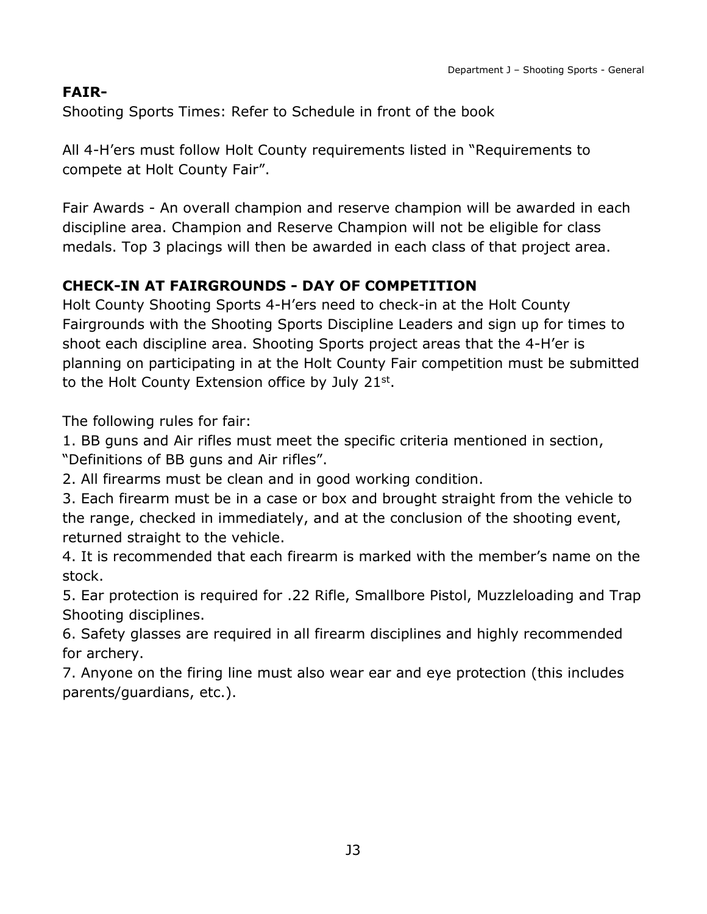**FAIR-**

Shooting Sports Times: Refer to Schedule in front of the book

All 4-H'ers must follow Holt County requirements listed in "Requirements to compete at Holt County Fair".

Fair Awards - An overall champion and reserve champion will be awarded in each discipline area. Champion and Reserve Champion will not be eligible for class medals. Top 3 placings will then be awarded in each class of that project area.

**CHECK-IN AT FAIRGROUNDS - DAY OF COMPETITION**

Holt County Shooting Sports 4-H'ers need to check-in at the Holt County Fairgrounds with the Shooting Sports Discipline Leaders and sign up for times to shoot each discipline area. Shooting Sports project areas that the 4-H'er is planning on participating in at the Holt County Fair competition must be submitted to the Holt County Extension office by July 21st.

The following rules for fair:

1. BB guns and Air rifles must meet the specific criteria mentioned in section, "Definitions of BB guns and Air rifles".
2. All firearms must be clean and in good working condition.
3. Each firearm must be in a case or box and brought straight from the vehicle to the range, checked in immediately, and at the conclusion of the shooting event, returned straight to the vehicle.
4. It is recommended that each firearm is marked with the member's name on the stock.
5. Ear protection is required for .22 Rifle, Smallbore Pistol, Muzzleloading and Trap Shooting disciplines.
6. Safety glasses are required in all firearm disciplines and highly recommended for archery.
7. Anyone on the firing line must also wear ear and eye protection (this includes parents/guardians, etc.).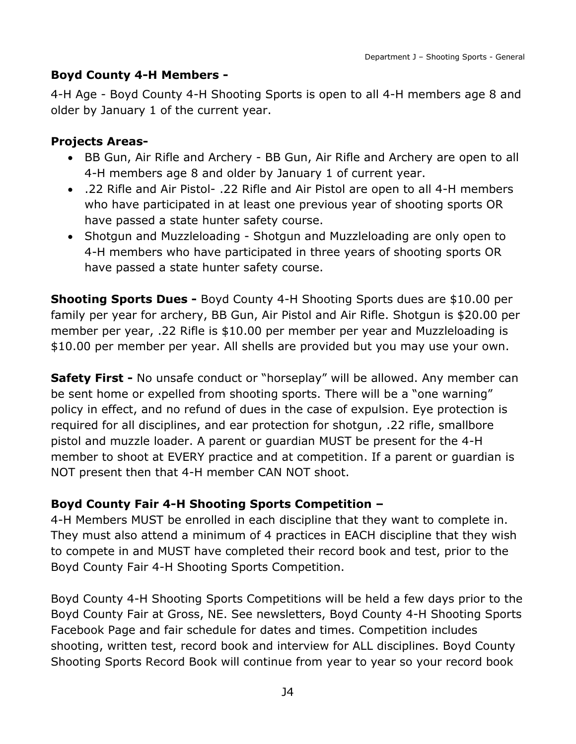**Boyd County 4-H Members -**

4-H Age - Boyd County 4-H Shooting Sports is open to all 4-H members age 8 and older by January 1 of the current year.

**Projects Areas-**

- BB Gun, Air Rifle and Archery - BB Gun, Air Rifle and Archery are open to all 4-H members age 8 and older by January 1 of current year.
- .22 Rifle and Air Pistol- .22 Rifle and Air Pistol are open to all 4-H members who have participated in at least one previous year of shooting sports OR have passed a state hunter safety course.
- Shotgun and Muzzleloading - Shotgun and Muzzleloading are only open to 4-H members who have participated in three years of shooting sports OR have passed a state hunter safety course.

**Shooting Sports Dues -** Boyd County 4-H Shooting Sports dues are $10.00 per family per year for archery, BB Gun, Air Pistol and Air Rifle. Shotgun is $20.00 per member per year, .22 Rifle is $10.00 per member per year and Muzzleloading is $10.00 per member per year. All shells are provided but you may use your own.

**Safety First -** No unsafe conduct or "horseplay" will be allowed. Any member can be sent home or expelled from shooting sports. There will be a "one warning" policy in effect, and no refund of dues in the case of expulsion. Eye protection is required for all disciplines, and ear protection for shotgun, .22 rifle, smallbore pistol and muzzle loader. A parent or guardian MUST be present for the 4-H member to shoot at EVERY practice and at competition. If a parent or guardian is NOT present then that 4-H member CAN NOT shoot.

**Boyd County Fair 4-H Shooting Sports Competition –**

4-H Members MUST be enrolled in each discipline that they want to complete in. They must also attend a minimum of 4 practices in EACH discipline that they wish to compete in and MUST have completed their record book and test, prior to the Boyd County Fair 4-H Shooting Sports Competition.

Boyd County 4-H Shooting Sports Competitions will be held a few days prior to the Boyd County Fair at Gross, NE. See newsletters, Boyd County 4-H Shooting Sports Facebook Page and fair schedule for dates and times. Competition includes shooting, written test, record book and interview for ALL disciplines. Boyd County Shooting Sports Record Book will continue from year to year so your record book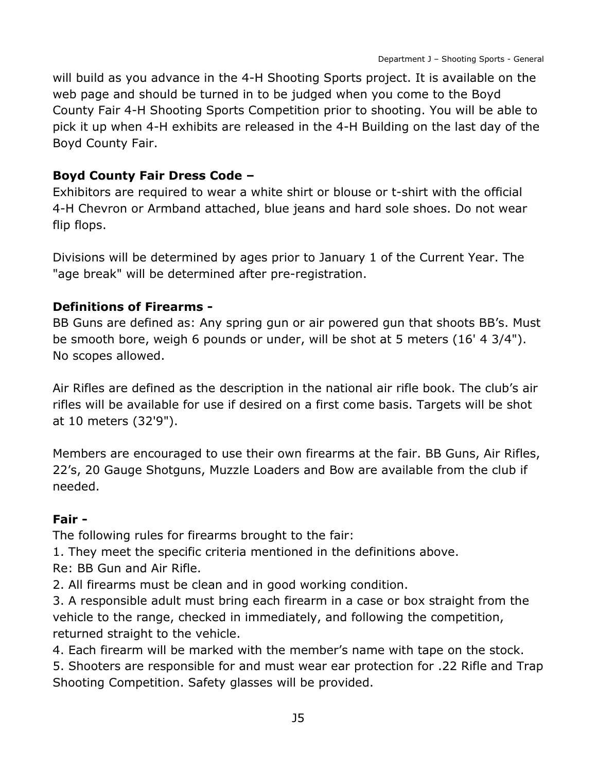will build as you advance in the 4-H Shooting Sports project. It is available on the web page and should be turned in to be judged when you come to the Boyd County Fair 4-H Shooting Sports Competition prior to shooting. You will be able to pick it up when 4-H exhibits are released in the 4-H Building on the last day of the Boyd County Fair.

**Boyd County Fair Dress Code –**
Exhibitors are required to wear a white shirt or blouse or t-shirt with the official 4-H Chevron or Armband attached, blue jeans and hard sole shoes. Do not wear flip flops.

Divisions will be determined by ages prior to January 1 of the Current Year. The "age break" will be determined after pre-registration.

**Definitions of Firearms -**
BB Guns are defined as: Any spring gun or air powered gun that shoots BB's. Must be smooth bore, weigh 6 pounds or under, will be shot at 5 meters (16' 4 3/4"). No scopes allowed.

Air Rifles are defined as the description in the national air rifle book. The club's air rifles will be available for use if desired on a first come basis. Targets will be shot at 10 meters (32'9").

Members are encouraged to use their own firearms at the fair. BB Guns, Air Rifles, 22's, 20 Gauge Shotguns, Muzzle Loaders and Bow are available from the club if needed.

**Fair -**
The following rules for firearms brought to the fair:

1. They meet the specific criteria mentioned in the definitions above.
Re: BB Gun and Air Rifle.
2. All firearms must be clean and in good working condition.
3. A responsible adult must bring each firearm in a case or box straight from the vehicle to the range, checked in immediately, and following the competition, returned straight to the vehicle.
4. Each firearm will be marked with the member's name with tape on the stock.
5. Shooters are responsible for and must wear ear protection for .22 Rifle and Trap Shooting Competition. Safety glasses will be provided.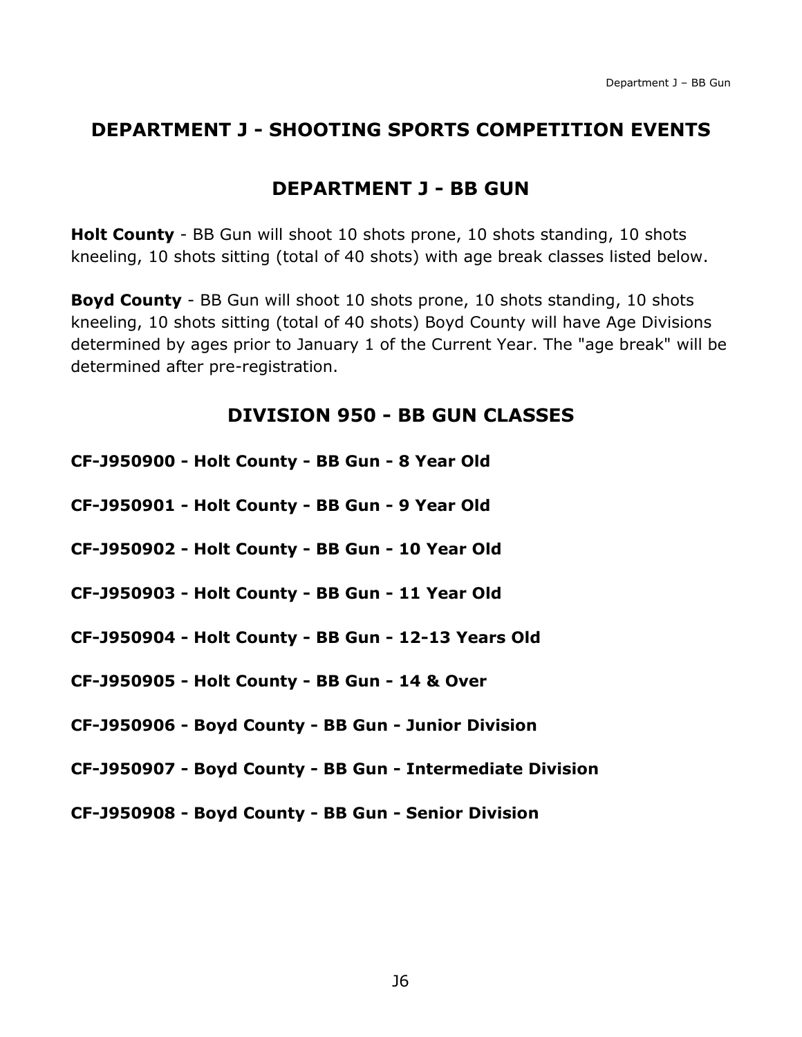# DEPARTMENT J - SHOOTING SPORTS COMPETITION EVENTS

## DEPARTMENT J - BB GUN

**Holt County** - BB Gun will shoot 10 shots prone, 10 shots standing, 10 shots kneeling, 10 shots sitting (total of 40 shots) with age break classes listed below.

**Boyd County** - BB Gun will shoot 10 shots prone, 10 shots standing, 10 shots kneeling, 10 shots sitting (total of 40 shots) Boyd County will have Age Divisions determined by ages prior to January 1 of the Current Year. The "age break" will be determined after pre-registration.

## DIVISION 950 - BB GUN CLASSES

**CF-J950900 - Holt County - BB Gun - 8 Year Old**

**CF-J950901 - Holt County - BB Gun - 9 Year Old**

**CF-J950902 - Holt County - BB Gun - 10 Year Old**

**CF-J950903 - Holt County - BB Gun - 11 Year Old**

**CF-J950904 - Holt County - BB Gun - 12-13 Years Old**

**CF-J950905 - Holt County - BB Gun - 14 & Over**

**CF-J950906 - Boyd County - BB Gun - Junior Division**

**CF-J950907 - Boyd County - BB Gun - Intermediate Division**

**CF-J950908 - Boyd County - BB Gun - Senior Division**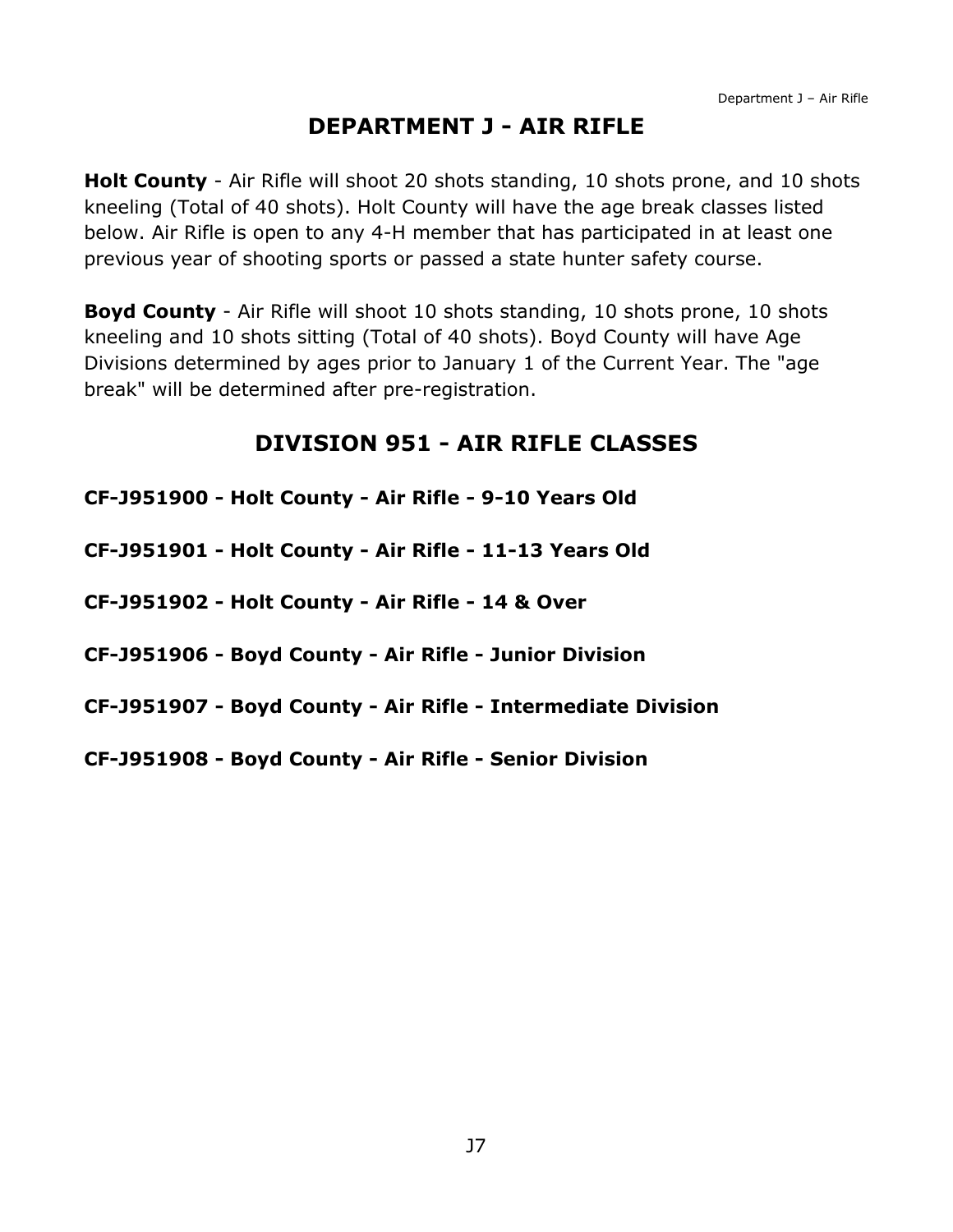# DEPARTMENT J - AIR RIFLE

**Holt County** - Air Rifle will shoot 20 shots standing, 10 shots prone, and 10 shots kneeling (Total of 40 shots). Holt County will have the age break classes listed below. Air Rifle is open to any 4-H member that has participated in at least one previous year of shooting sports or passed a state hunter safety course.

**Boyd County** - Air Rifle will shoot 10 shots standing, 10 shots prone, 10 shots kneeling and 10 shots sitting (Total of 40 shots). Boyd County will have Age Divisions determined by ages prior to January 1 of the Current Year. The "age break" will be determined after pre-registration.

## DIVISION 951 - AIR RIFLE CLASSES

**CF-J951900 - Holt County - Air Rifle - 9-10 Years Old**

**CF-J951901 - Holt County - Air Rifle - 11-13 Years Old**

**CF-J951902 - Holt County - Air Rifle - 14 & Over**

**CF-J951906 - Boyd County - Air Rifle - Junior Division**

**CF-J951907 - Boyd County - Air Rifle - Intermediate Division**

**CF-J951908 - Boyd County - Air Rifle - Senior Division**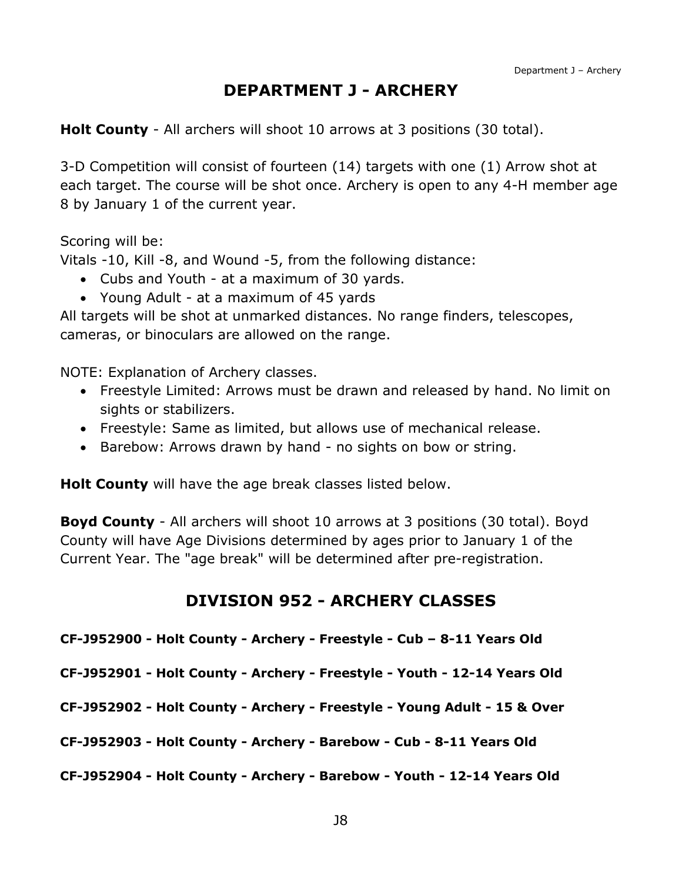# DEPARTMENT J - ARCHERY

**Holt County** - All archers will shoot 10 arrows at 3 positions (30 total).

3-D Competition will consist of fourteen (14) targets with one (1) Arrow shot at each target. The course will be shot once. Archery is open to any 4-H member age 8 by January 1 of the current year.

Scoring will be:
Vitals -10, Kill -8, and Wound -5, from the following distance:

- Cubs and Youth - at a maximum of 30 yards.
- Young Adult - at a maximum of 45 yards

All targets will be shot at unmarked distances. No range finders, telescopes, cameras, or binoculars are allowed on the range.

NOTE: Explanation of Archery classes.

- Freestyle Limited: Arrows must be drawn and released by hand. No limit on sights or stabilizers.
- Freestyle: Same as limited, but allows use of mechanical release.
- Barebow: Arrows drawn by hand - no sights on bow or string.

**Holt County** will have the age break classes listed below.

**Boyd County** - All archers will shoot 10 arrows at 3 positions (30 total). Boyd County will have Age Divisions determined by ages prior to January 1 of the Current Year. The "age break" will be determined after pre-registration.

## DIVISION 952 - ARCHERY CLASSES

**CF-J952900 - Holt County - Archery - Freestyle - Cub – 8-11 Years Old**

**CF-J952901 - Holt County - Archery - Freestyle - Youth - 12-14 Years Old**

**CF-J952902 - Holt County - Archery - Freestyle - Young Adult - 15 & Over**

**CF-J952903 - Holt County - Archery - Barebow - Cub - 8-11 Years Old**

**CF-J952904 - Holt County - Archery - Barebow - Youth - 12-14 Years Old**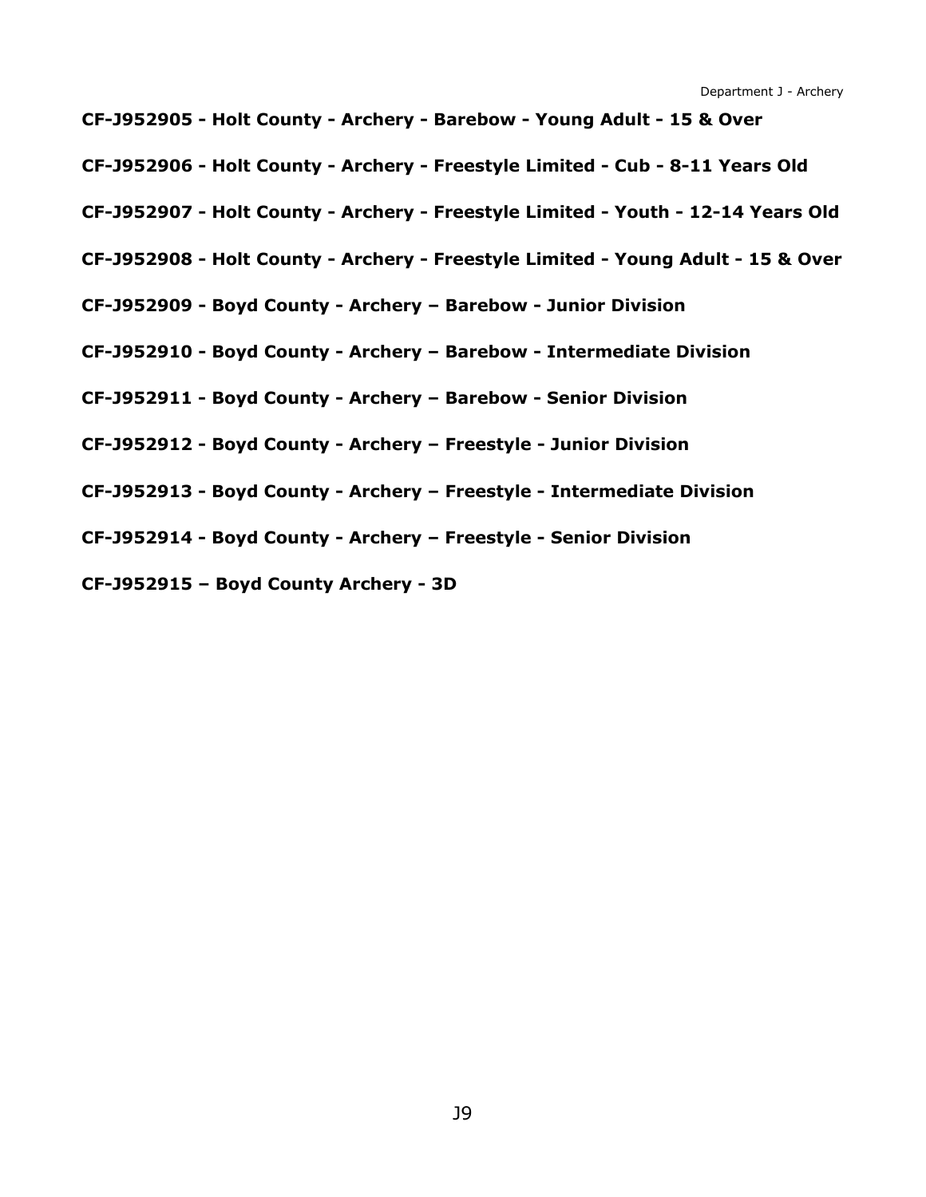**CF-J952905 - Holt County - Archery - Barebow - Young Adult - 15 & Over**

**CF-J952906 - Holt County - Archery - Freestyle Limited - Cub - 8-11 Years Old**

**CF-J952907 - Holt County - Archery - Freestyle Limited - Youth - 12-14 Years Old**

**CF-J952908 - Holt County - Archery - Freestyle Limited - Young Adult - 15 & Over**

**CF-J952909 - Boyd County - Archery – Barebow - Junior Division**

**CF-J952910 - Boyd County - Archery – Barebow - Intermediate Division**

**CF-J952911 - Boyd County - Archery – Barebow - Senior Division**

**CF-J952912 - Boyd County - Archery – Freestyle - Junior Division**

**CF-J952913 - Boyd County - Archery – Freestyle - Intermediate Division**

**CF-J952914 - Boyd County - Archery – Freestyle - Senior Division**

**CF-J952915 – Boyd County Archery - 3D**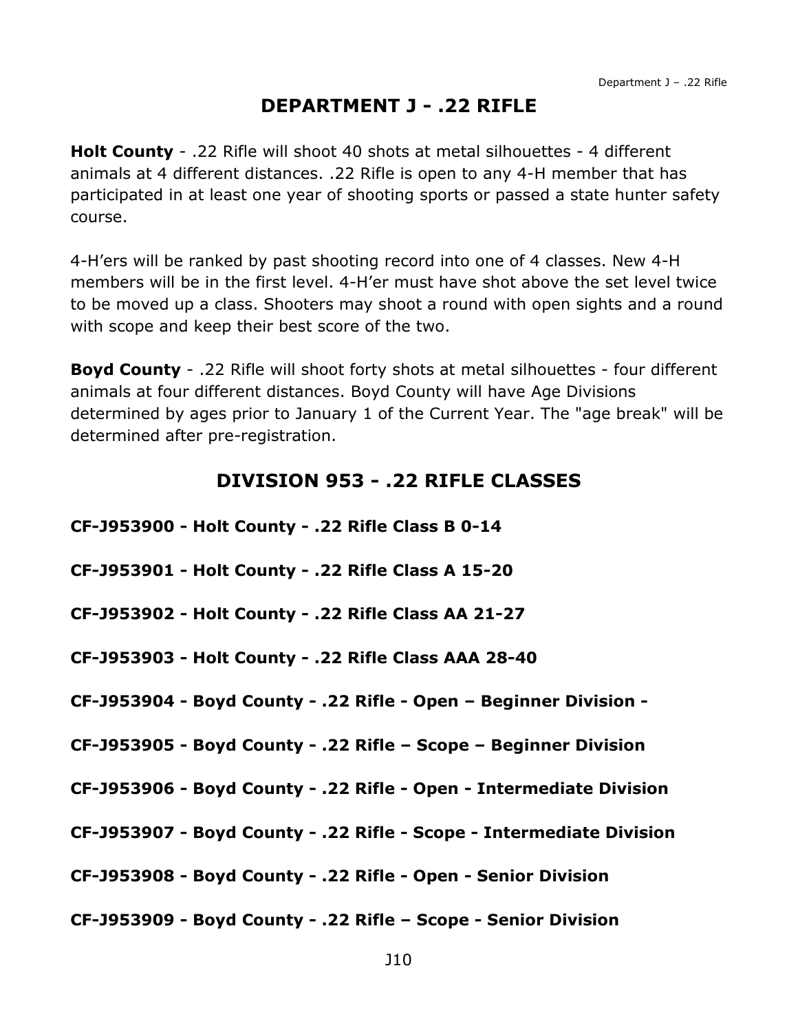# DEPARTMENT J - .22 RIFLE

**Holt County** - .22 Rifle will shoot 40 shots at metal silhouettes - 4 different animals at 4 different distances. .22 Rifle is open to any 4-H member that has participated in at least one year of shooting sports or passed a state hunter safety course.

4-H'ers will be ranked by past shooting record into one of 4 classes. New 4-H members will be in the first level. 4-H'er must have shot above the set level twice to be moved up a class. Shooters may shoot a round with open sights and a round with scope and keep their best score of the two.

**Boyd County** - .22 Rifle will shoot forty shots at metal silhouettes - four different animals at four different distances. Boyd County will have Age Divisions determined by ages prior to January 1 of the Current Year. The "age break" will be determined after pre-registration.

## DIVISION 953 - .22 RIFLE CLASSES

**CF-J953900 - Holt County - .22 Rifle Class B 0-14**

**CF-J953901 - Holt County - .22 Rifle Class A 15-20**

**CF-J953902 - Holt County - .22 Rifle Class AA 21-27**

**CF-J953903 - Holt County - .22 Rifle Class AAA 28-40**

**CF-J953904 - Boyd County - .22 Rifle - Open – Beginner Division -**

**CF-J953905 - Boyd County - .22 Rifle – Scope – Beginner Division**

**CF-J953906 - Boyd County - .22 Rifle - Open - Intermediate Division**

**CF-J953907 - Boyd County - .22 Rifle - Scope - Intermediate Division**

**CF-J953908 - Boyd County - .22 Rifle - Open - Senior Division**

**CF-J953909 - Boyd County - .22 Rifle – Scope - Senior Division**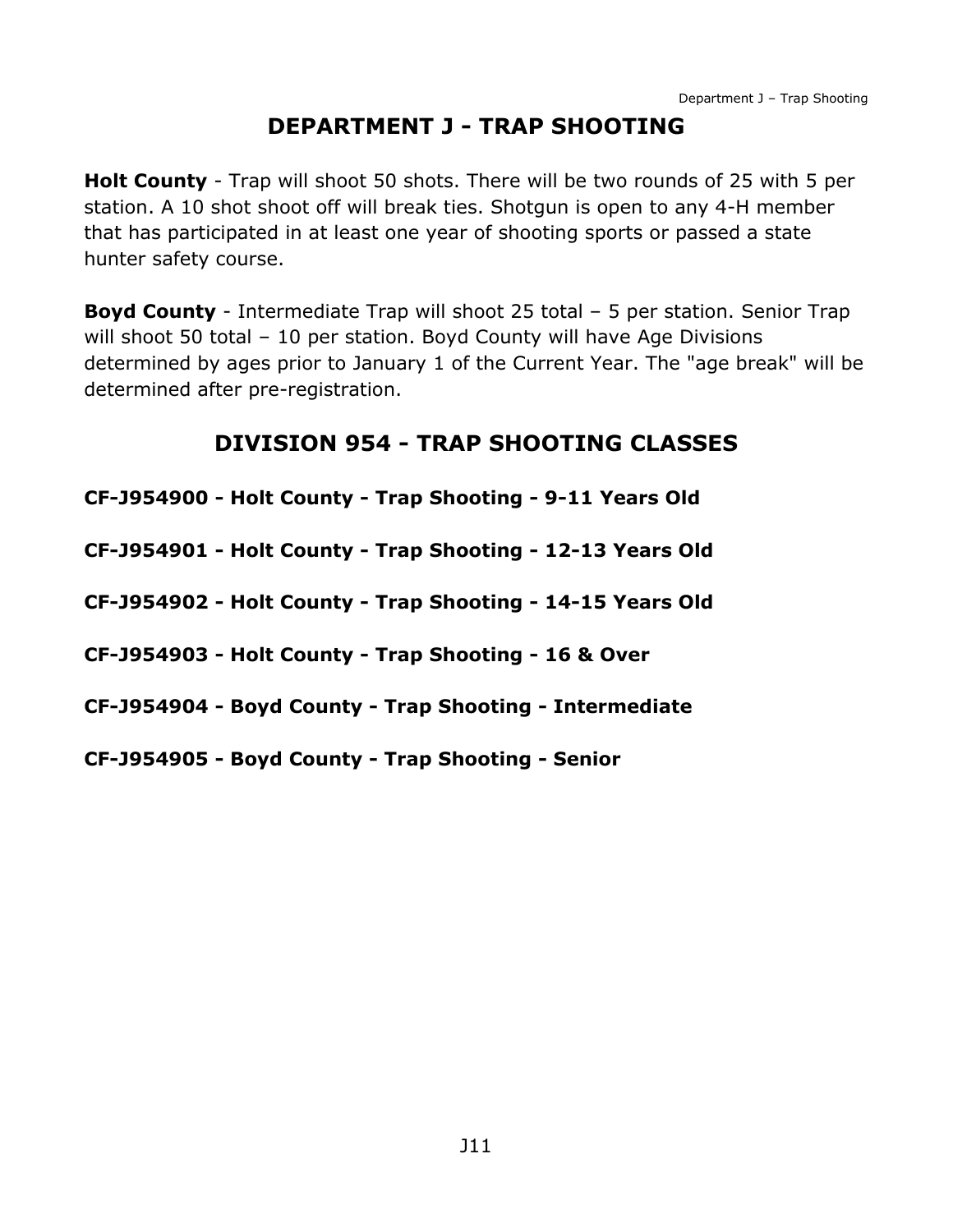# DEPARTMENT J - TRAP SHOOTING

**Holt County** - Trap will shoot 50 shots. There will be two rounds of 25 with 5 per station. A 10 shot shoot off will break ties. Shotgun is open to any 4-H member that has participated in at least one year of shooting sports or passed a state hunter safety course.

**Boyd County** - Intermediate Trap will shoot 25 total – 5 per station. Senior Trap will shoot 50 total – 10 per station. Boyd County will have Age Divisions determined by ages prior to January 1 of the Current Year. The "age break" will be determined after pre-registration.

## DIVISION 954 - TRAP SHOOTING CLASSES

**CF-J954900 - Holt County - Trap Shooting - 9-11 Years Old**

**CF-J954901 - Holt County - Trap Shooting - 12-13 Years Old**

**CF-J954902 - Holt County - Trap Shooting - 14-15 Years Old**

**CF-J954903 - Holt County - Trap Shooting - 16 & Over**

**CF-J954904 - Boyd County - Trap Shooting - Intermediate**

**CF-J954905 - Boyd County - Trap Shooting - Senior**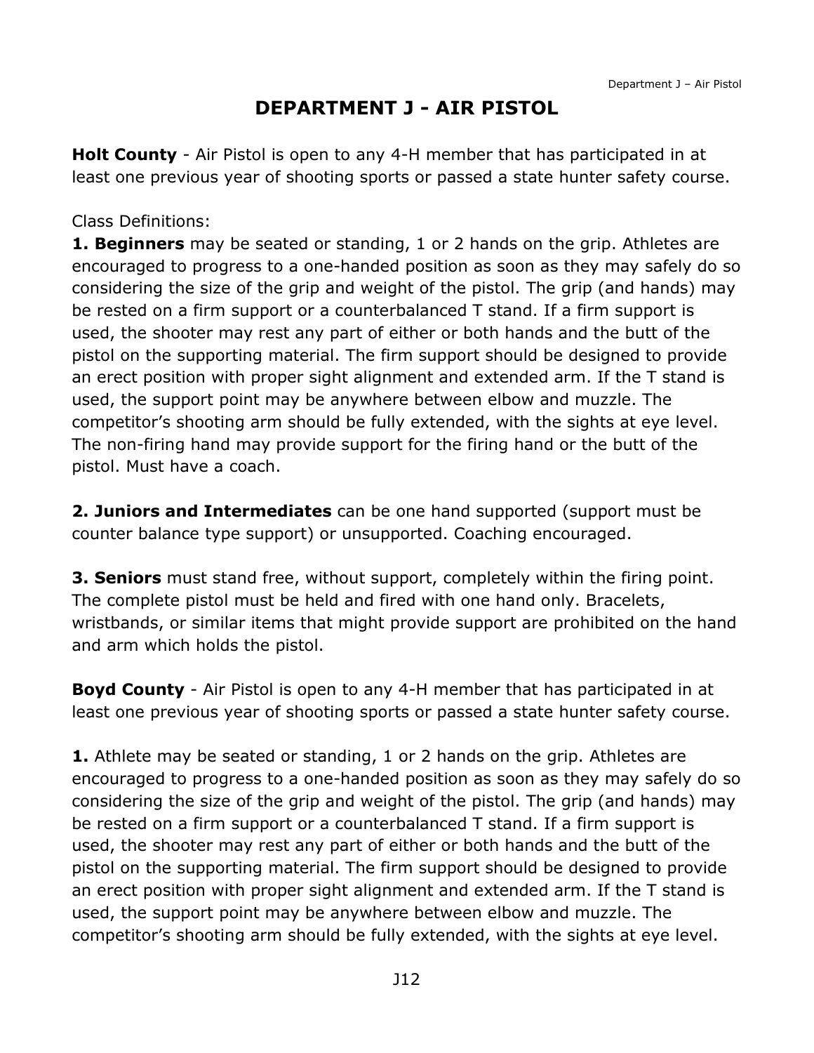# DEPARTMENT J - AIR PISTOL

**Holt County** - Air Pistol is open to any 4-H member that has participated in at least one previous year of shooting sports or passed a state hunter safety course.

Class Definitions:

**1. Beginners** may be seated or standing, 1 or 2 hands on the grip. Athletes are encouraged to progress to a one-handed position as soon as they may safely do so considering the size of the grip and weight of the pistol. The grip (and hands) may be rested on a firm support or a counterbalanced T stand. If a firm support is used, the shooter may rest any part of either or both hands and the butt of the pistol on the supporting material. The firm support should be designed to provide an erect position with proper sight alignment and extended arm. If the T stand is used, the support point may be anywhere between elbow and muzzle. The competitor's shooting arm should be fully extended, with the sights at eye level. The non-firing hand may provide support for the firing hand or the butt of the pistol. Must have a coach.

**2. Juniors and Intermediates** can be one hand supported (support must be counter balance type support) or unsupported. Coaching encouraged.

**3. Seniors** must stand free, without support, completely within the firing point. The complete pistol must be held and fired with one hand only. Bracelets, wristbands, or similar items that might provide support are prohibited on the hand and arm which holds the pistol.

**Boyd County** - Air Pistol is open to any 4-H member that has participated in at least one previous year of shooting sports or passed a state hunter safety course.

**1.** Athlete may be seated or standing, 1 or 2 hands on the grip. Athletes are encouraged to progress to a one-handed position as soon as they may safely do so considering the size of the grip and weight of the pistol. The grip (and hands) may be rested on a firm support or a counterbalanced T stand. If a firm support is used, the shooter may rest any part of either or both hands and the butt of the pistol on the supporting material. The firm support should be designed to provide an erect position with proper sight alignment and extended arm. If the T stand is used, the support point may be anywhere between elbow and muzzle. The competitor's shooting arm should be fully extended, with the sights at eye level.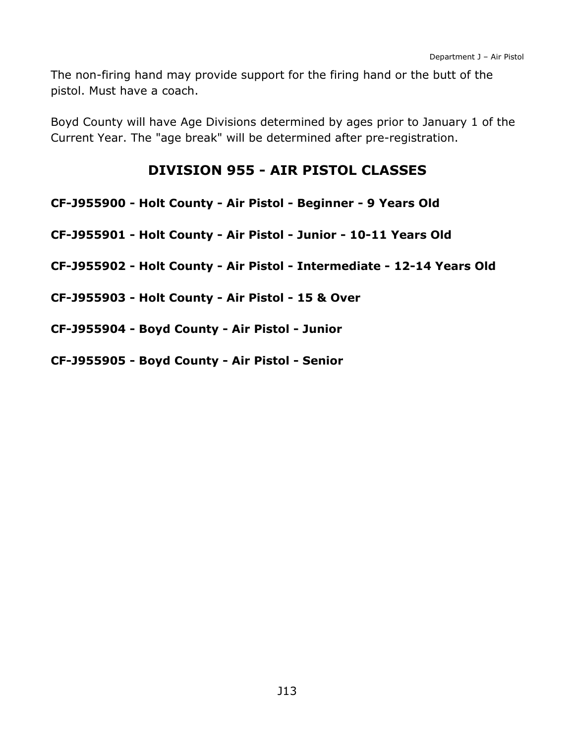The non-firing hand may provide support for the firing hand or the butt of the pistol. Must have a coach.

Boyd County will have Age Divisions determined by ages prior to January 1 of the Current Year. The "age break" will be determined after pre-registration.

## DIVISION 955 - AIR PISTOL CLASSES

**CF-J955900 - Holt County - Air Pistol - Beginner - 9 Years Old**

**CF-J955901 - Holt County - Air Pistol - Junior - 10-11 Years Old**

**CF-J955902 - Holt County - Air Pistol - Intermediate - 12-14 Years Old**

**CF-J955903 - Holt County - Air Pistol - 15 & Over**

**CF-J955904 - Boyd County - Air Pistol - Junior**

**CF-J955905 - Boyd County - Air Pistol - Senior**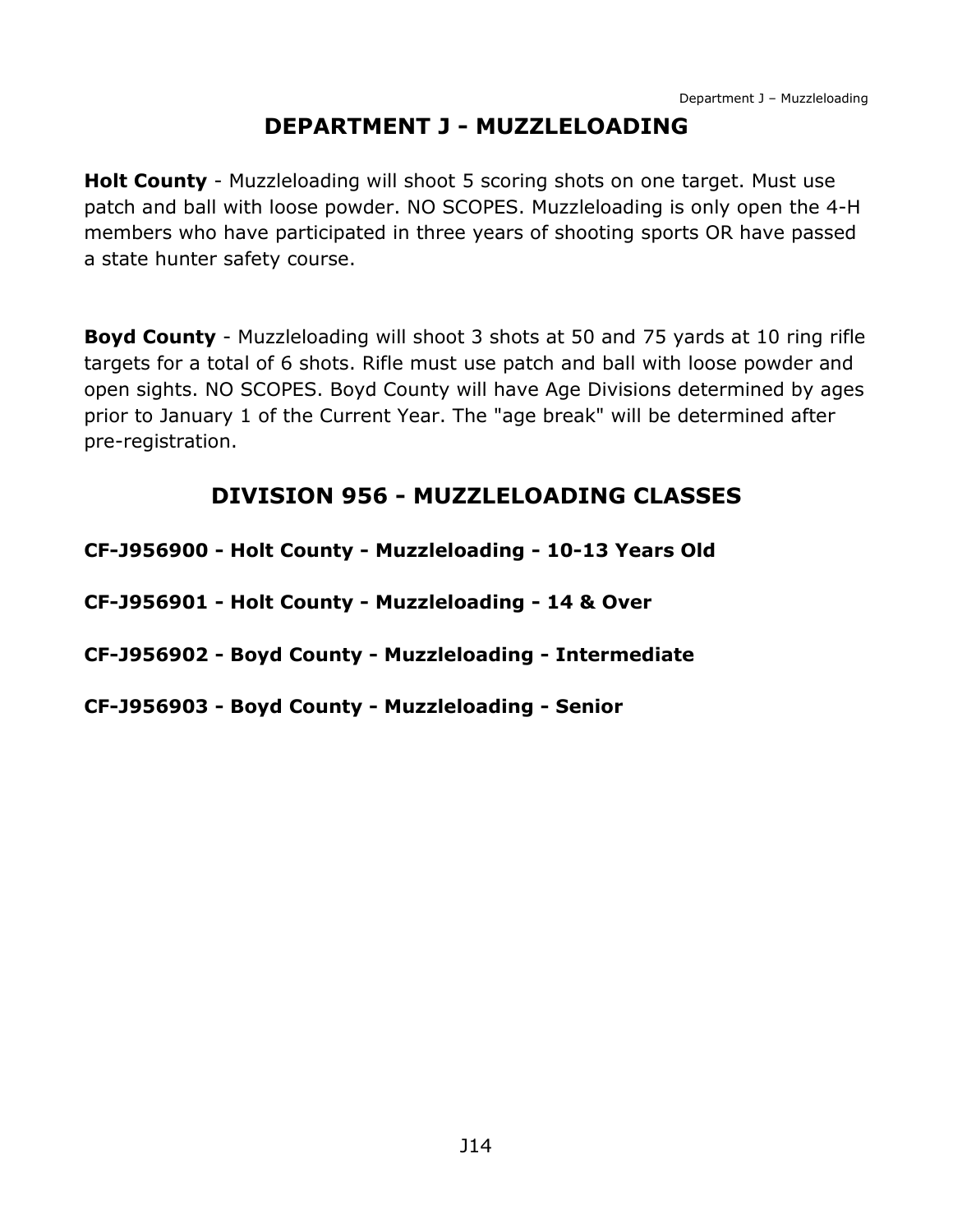# DEPARTMENT J - MUZZLELOADING

**Holt County** - Muzzleloading will shoot 5 scoring shots on one target. Must use patch and ball with loose powder. NO SCOPES. Muzzleloading is only open the 4-H members who have participated in three years of shooting sports OR have passed a state hunter safety course.

**Boyd County** - Muzzleloading will shoot 3 shots at 50 and 75 yards at 10 ring rifle targets for a total of 6 shots. Rifle must use patch and ball with loose powder and open sights. NO SCOPES. Boyd County will have Age Divisions determined by ages prior to January 1 of the Current Year. The "age break" will be determined after pre-registration.

## DIVISION 956 - MUZZLELOADING CLASSES

**CF-J956900 - Holt County - Muzzleloading - 10-13 Years Old**

**CF-J956901 - Holt County - Muzzleloading - 14 & Over**

**CF-J956902 - Boyd County - Muzzleloading - Intermediate**

**CF-J956903 - Boyd County - Muzzleloading - Senior**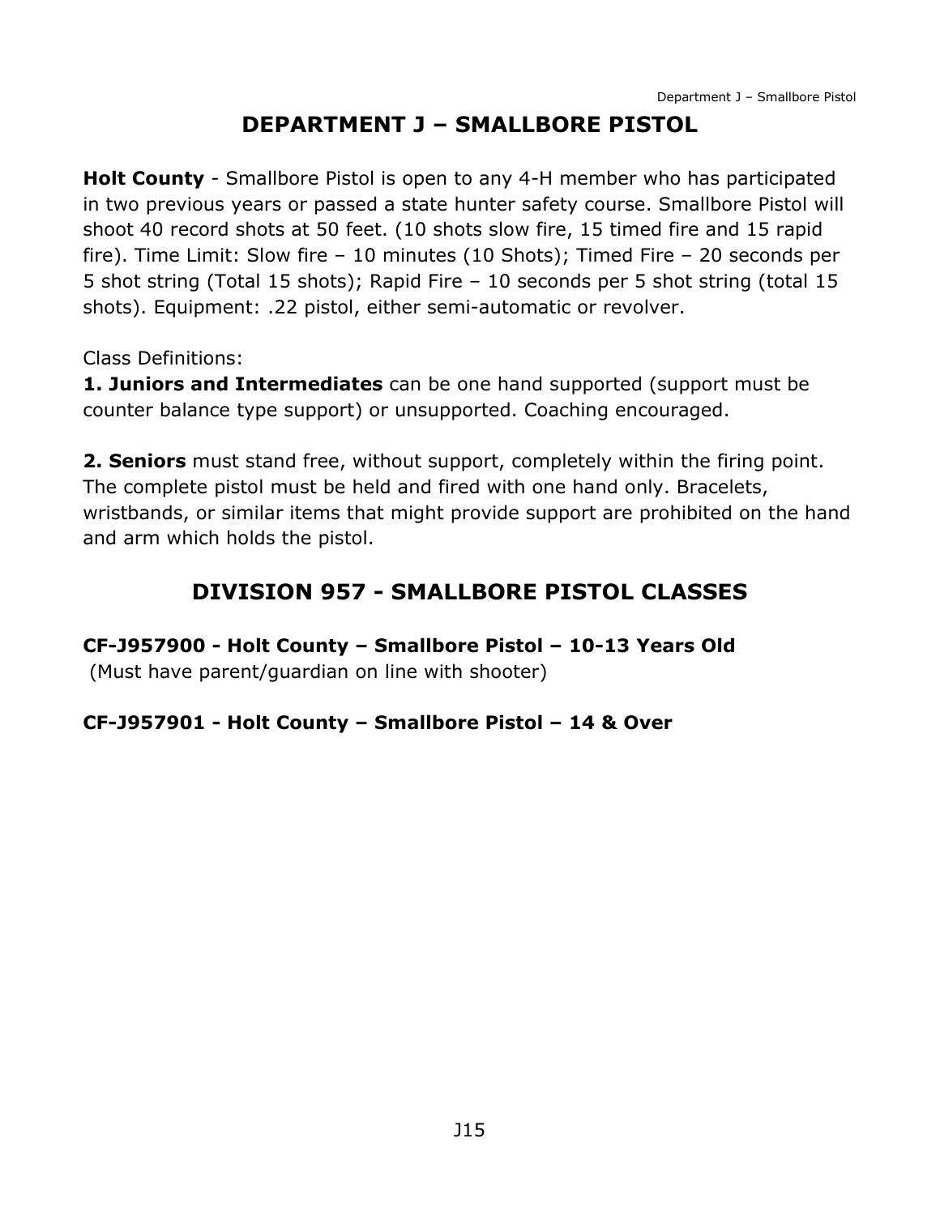# DEPARTMENT J – SMALLBORE PISTOL

**Holt County** - Smallbore Pistol is open to any 4-H member who has participated in two previous years or passed a state hunter safety course. Smallbore Pistol will shoot 40 record shots at 50 feet. (10 shots slow fire, 15 timed fire and 15 rapid fire). Time Limit: Slow fire – 10 minutes (10 Shots); Timed Fire – 20 seconds per 5 shot string (Total 15 shots); Rapid Fire – 10 seconds per 5 shot string (total 15 shots). Equipment: .22 pistol, either semi-automatic or revolver.

Class Definitions:

**1. Juniors and Intermediates** can be one hand supported (support must be counter balance type support) or unsupported. Coaching encouraged.

**2. Seniors** must stand free, without support, completely within the firing point. The complete pistol must be held and fired with one hand only. Bracelets, wristbands, or similar items that might provide support are prohibited on the hand and arm which holds the pistol.

## DIVISION 957 - SMALLBORE PISTOL CLASSES

**CF-J957900 - Holt County – Smallbore Pistol – 10-13 Years Old**
(Must have parent/guardian on line with shooter)

**CF-J957901 - Holt County – Smallbore Pistol – 14 & Over**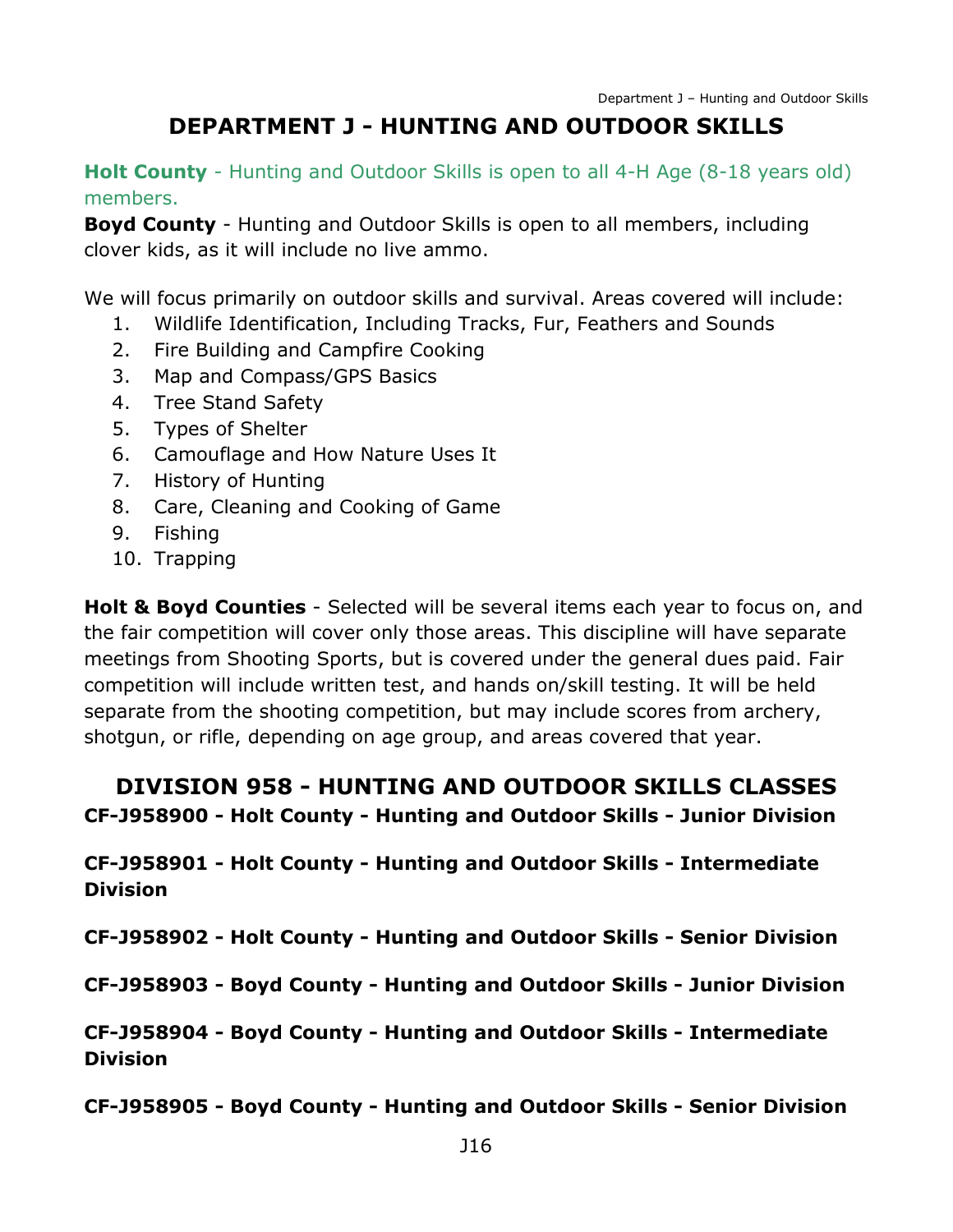# DEPARTMENT J - HUNTING AND OUTDOOR SKILLS

**Holt County** - Hunting and Outdoor Skills is open to all 4-H Age (8-18 years old) members.

**Boyd County** - Hunting and Outdoor Skills is open to all members, including clover kids, as it will include no live ammo.

We will focus primarily on outdoor skills and survival. Areas covered will include:

1. Wildlife Identification, Including Tracks, Fur, Feathers and Sounds
2. Fire Building and Campfire Cooking
3. Map and Compass/GPS Basics
4. Tree Stand Safety
5. Types of Shelter
6. Camouflage and How Nature Uses It
7. History of Hunting
8. Care, Cleaning and Cooking of Game
9. Fishing
10. Trapping

**Holt & Boyd Counties** - Selected will be several items each year to focus on, and the fair competition will cover only those areas. This discipline will have separate meetings from Shooting Sports, but is covered under the general dues paid. Fair competition will include written test, and hands on/skill testing. It will be held separate from the shooting competition, but may include scores from archery, shotgun, or rifle, depending on age group, and areas covered that year.

## DIVISION 958 - HUNTING AND OUTDOOR SKILLS CLASSES

**CF-J958900 - Holt County - Hunting and Outdoor Skills - Junior Division**

**CF-J958901 - Holt County - Hunting and Outdoor Skills - Intermediate Division**

**CF-J958902 - Holt County - Hunting and Outdoor Skills - Senior Division**

**CF-J958903 - Boyd County - Hunting and Outdoor Skills - Junior Division**

**CF-J958904 - Boyd County - Hunting and Outdoor Skills - Intermediate Division**

**CF-J958905 - Boyd County - Hunting and Outdoor Skills - Senior Division**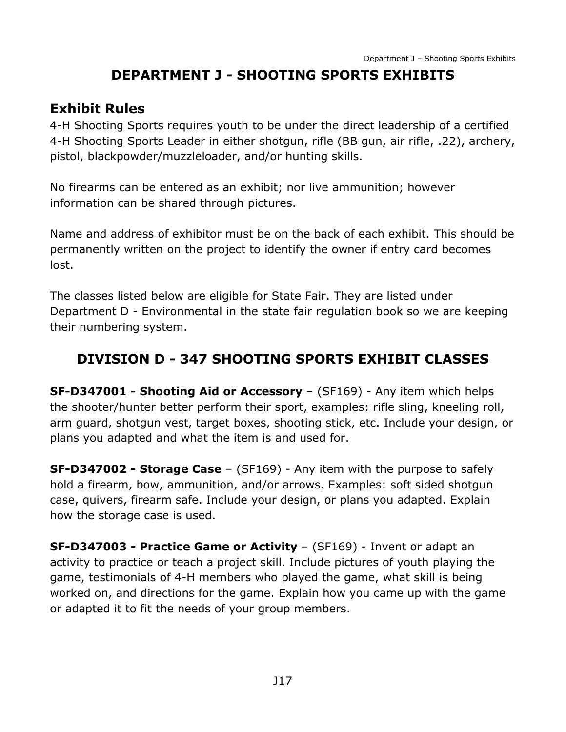# DEPARTMENT J - SHOOTING SPORTS EXHIBITS

## Exhibit Rules

4-H Shooting Sports requires youth to be under the direct leadership of a certified 4-H Shooting Sports Leader in either shotgun, rifle (BB gun, air rifle, .22), archery, pistol, blackpowder/muzzleloader, and/or hunting skills.

No firearms can be entered as an exhibit; nor live ammunition; however information can be shared through pictures.

Name and address of exhibitor must be on the back of each exhibit. This should be permanently written on the project to identify the owner if entry card becomes lost.

The classes listed below are eligible for State Fair. They are listed under Department D - Environmental in the state fair regulation book so we are keeping their numbering system.

## DIVISION D - 347 SHOOTING SPORTS EXHIBIT CLASSES

**SF-D347001 - Shooting Aid or Accessory** – (SF169) - Any item which helps the shooter/hunter better perform their sport, examples: rifle sling, kneeling roll, arm guard, shotgun vest, target boxes, shooting stick, etc. Include your design, or plans you adapted and what the item is and used for.

**SF-D347002 - Storage Case** – (SF169) - Any item with the purpose to safely hold a firearm, bow, ammunition, and/or arrows. Examples: soft sided shotgun case, quivers, firearm safe. Include your design, or plans you adapted. Explain how the storage case is used.

**SF-D347003 - Practice Game or Activity** – (SF169) - Invent or adapt an activity to practice or teach a project skill. Include pictures of youth playing the game, testimonials of 4-H members who played the game, what skill is being worked on, and directions for the game. Explain how you came up with the game or adapted it to fit the needs of your group members.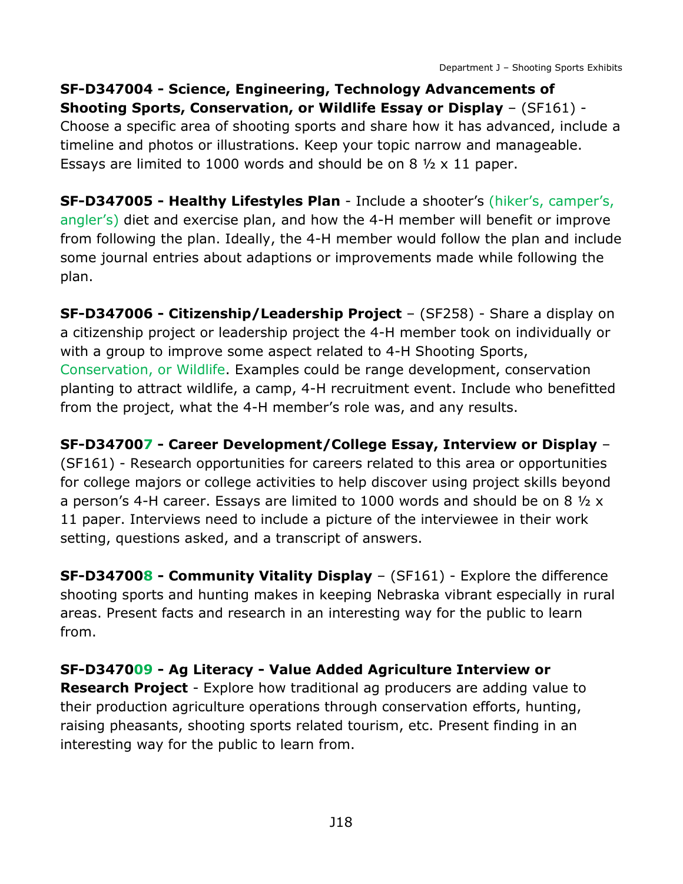**SF-D347004 - Science, Engineering, Technology Advancements of Shooting Sports, Conservation, or Wildlife Essay or Display** – (SF161) - Choose a specific area of shooting sports and share how it has advanced, include a timeline and photos or illustrations. Keep your topic narrow and manageable. Essays are limited to 1000 words and should be on 8 ½ x 11 paper.

**SF-D347005 - Healthy Lifestyles Plan** - Include a shooter's (hiker's, camper's, angler's) diet and exercise plan, and how the 4-H member will benefit or improve from following the plan. Ideally, the 4-H member would follow the plan and include some journal entries about adaptions or improvements made while following the plan.

**SF-D347006 - Citizenship/Leadership Project** – (SF258) - Share a display on a citizenship project or leadership project the 4-H member took on individually or with a group to improve some aspect related to 4-H Shooting Sports, Conservation, or Wildlife. Examples could be range development, conservation planting to attract wildlife, a camp, 4-H recruitment event. Include who benefitted from the project, what the 4-H member's role was, and any results.

**SF-D347007 - Career Development/College Essay, Interview or Display** – (SF161) - Research opportunities for careers related to this area or opportunities for college majors or college activities to help discover using project skills beyond a person's 4-H career. Essays are limited to 1000 words and should be on 8 ½ x 11 paper. Interviews need to include a picture of the interviewee in their work setting, questions asked, and a transcript of answers.

**SF-D347008 - Community Vitality Display** – (SF161) - Explore the difference shooting sports and hunting makes in keeping Nebraska vibrant especially in rural areas. Present facts and research in an interesting way for the public to learn from.

**SF-D347009 - Ag Literacy - Value Added Agriculture Interview or Research Project** - Explore how traditional ag producers are adding value to their production agriculture operations through conservation efforts, hunting, raising pheasants, shooting sports related tourism, etc. Present finding in an interesting way for the public to learn from.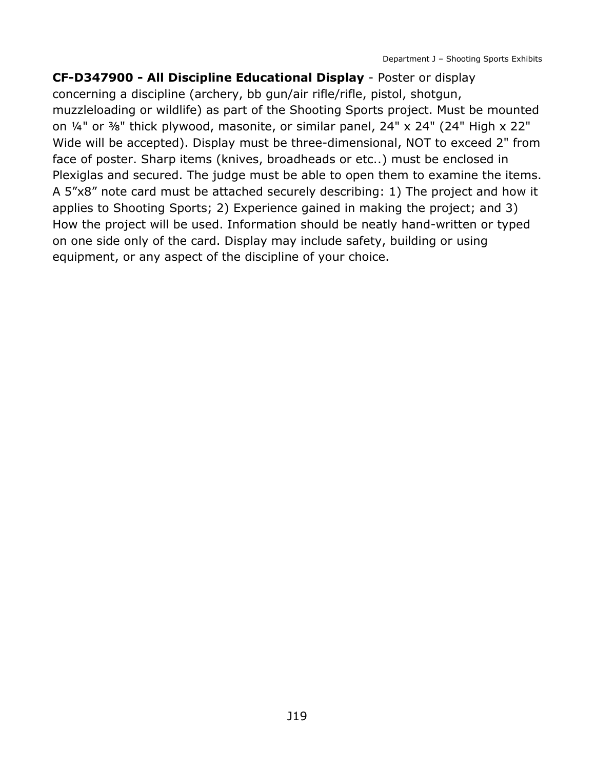**CF-D347900 - All Discipline Educational Display** - Poster or display concerning a discipline (archery, bb gun/air rifle/rifle, pistol, shotgun, muzzleloading or wildlife) as part of the Shooting Sports project. Must be mounted on ¼" or ⅜" thick plywood, masonite, or similar panel, 24" x 24" (24" High x 22" Wide will be accepted). Display must be three-dimensional, NOT to exceed 2" from face of poster. Sharp items (knives, broadheads or etc..) must be enclosed in Plexiglas and secured. The judge must be able to open them to examine the items. A 5”x8” note card must be attached securely describing: 1) The project and how it applies to Shooting Sports; 2) Experience gained in making the project; and 3) How the project will be used. Information should be neatly hand-written or typed on one side only of the card. Display may include safety, building or using equipment, or any aspect of the discipline of your choice.